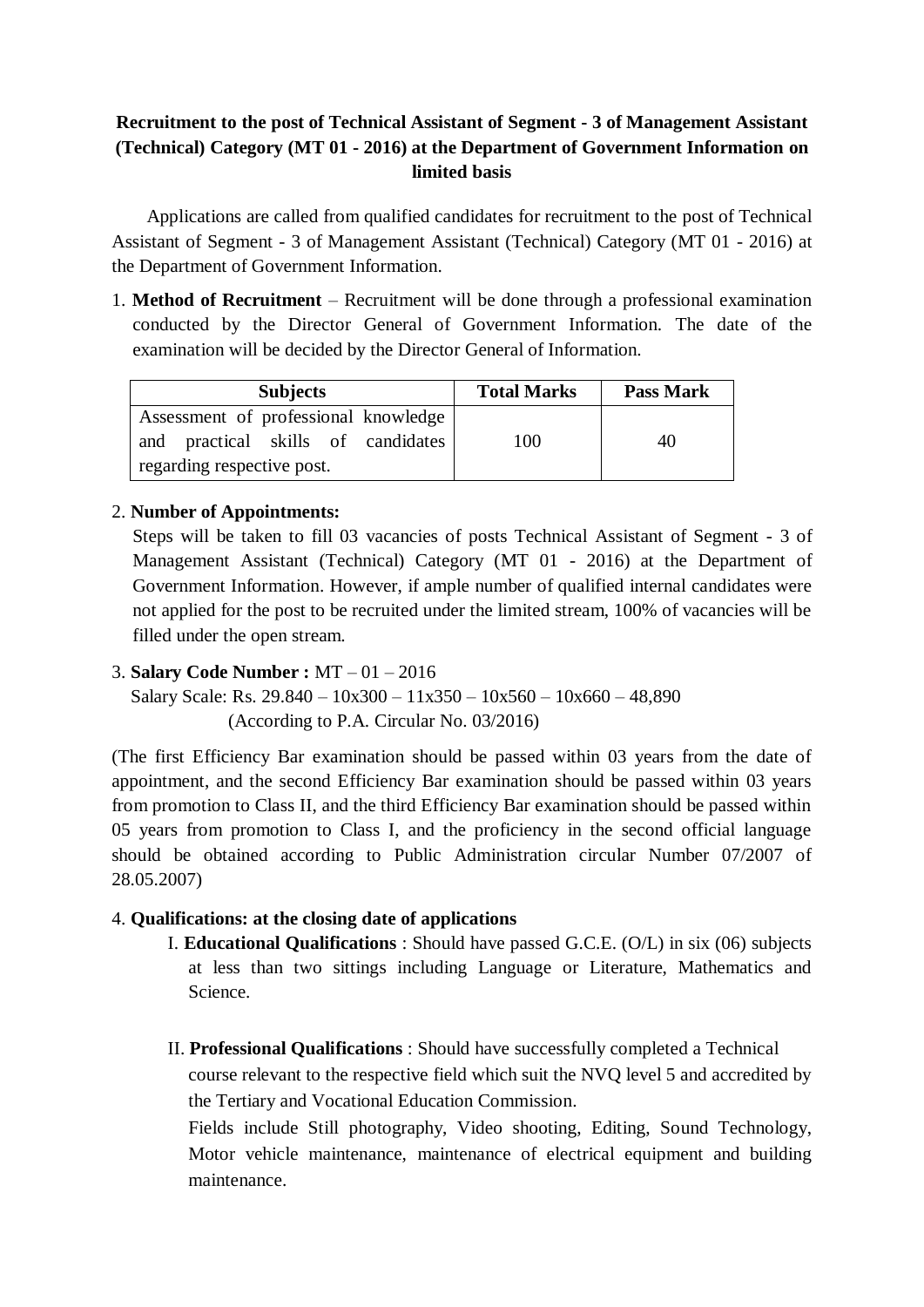**Recruitment to the post of Technical Assistant of Segment - 3 of Management Assistant (Technical) Category (MT 01 - 2016) at the Department of Government Information on limited basis**

Applications are called from qualified candidates for recruitment to the post of Technical Assistant of Segment - 3 of Management Assistant (Technical) Category (MT 01 - 2016) at the Department of Government Information.

1. **Method of Recruitment** – Recruitment will be done through a professional examination conducted by the Director General of Government Information. The date of the examination will be decided by the Director General of Information.

| Subjects | Total Marks | Pass Mark |
|---|---|---|
| Assessment of professional knowledge and practical skills of candidates regarding respective post. | 100 | 40 |

2. **Number of Appointments:**
   Steps will be taken to fill 03 vacancies of posts Technical Assistant of Segment - 3 of Management Assistant (Technical) Category (MT 01 - 2016) at the Department of Government Information. However, if ample number of qualified internal candidates were not applied for the post to be recruited under the limited stream, 100% of vacancies will be filled under the open stream.

3. **Salary Code Number :** MT – 01 – 2016
   Salary Scale: Rs. 29.840 – 10x300 – 11x350 – 10x560 – 10x660 – 48,890
   (According to P.A. Circular No. 03/2016)

(The first Efficiency Bar examination should be passed within 03 years from the date of appointment, and the second Efficiency Bar examination should be passed within 03 years from promotion to Class II, and the third Efficiency Bar examination should be passed within 05 years from promotion to Class I, and the proficiency in the second official language should be obtained according to Public Administration circular Number 07/2007 of 28.05.2007)

4. **Qualifications: at the closing date of applications**

   I. **Educational Qualifications** : Should have passed G.C.E. (O/L) in six (06) subjects at less than two sittings including Language or Literature, Mathematics and Science.

   II. **Professional Qualifications** : Should have successfully completed a Technical course relevant to the respective field which suit the NVQ level 5 and accredited by the Tertiary and Vocational Education Commission.
   Fields include Still photography, Video shooting, Editing, Sound Technology, Motor vehicle maintenance, maintenance of electrical equipment and building maintenance.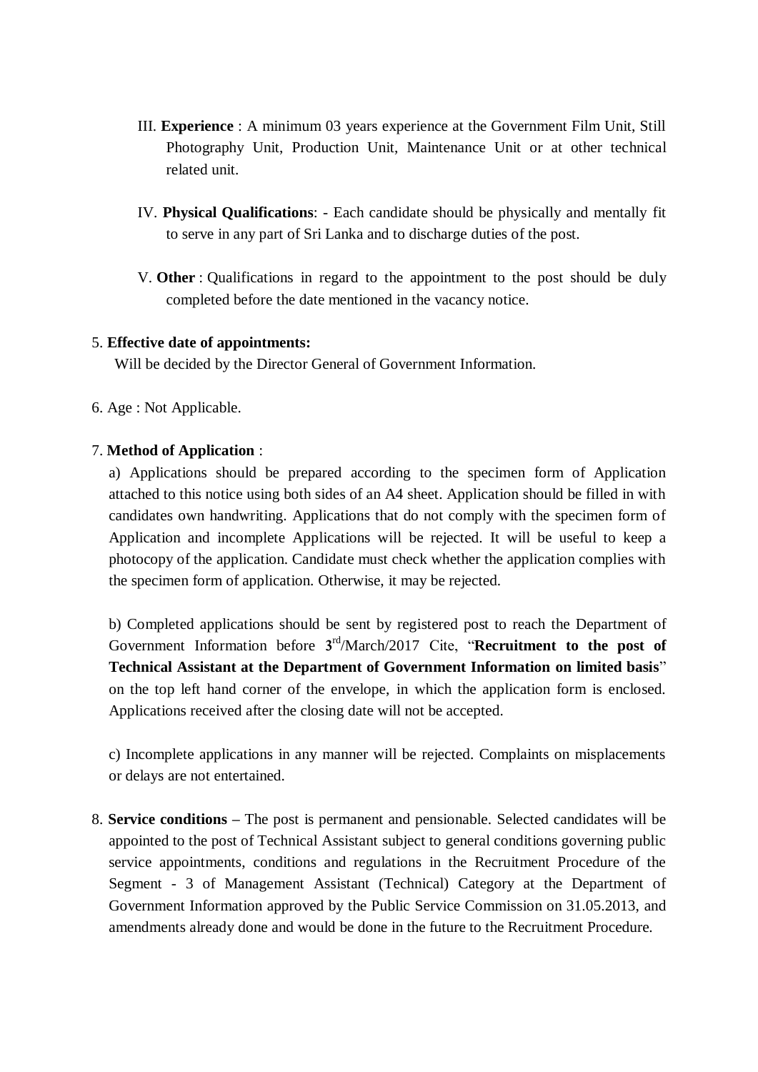III. **Experience** : A minimum 03 years experience at the Government Film Unit, Still Photography Unit, Production Unit, Maintenance Unit or at other technical related unit.

IV. **Physical Qualifications**: - Each candidate should be physically and mentally fit to serve in any part of Sri Lanka and to discharge duties of the post.

V. **Other** : Qualifications in regard to the appointment to the post should be duly completed before the date mentioned in the vacancy notice.

5. **Effective date of appointments:**
   Will be decided by the Director General of Government Information.

6. Age : Not Applicable.

7. **Method of Application** :

   a) Applications should be prepared according to the specimen form of Application attached to this notice using both sides of an A4 sheet. Application should be filled in with candidates own handwriting. Applications that do not comply with the specimen form of Application and incomplete Applications will be rejected. It will be useful to keep a photocopy of the application. Candidate must check whether the application complies with the specimen form of application. Otherwise, it may be rejected.

   b) Completed applications should be sent by registered post to reach the Department of Government Information before **3**rd/March/2017 Cite, "**Recruitment to the post of Technical Assistant at the Department of Government Information on limited basis**" on the top left hand corner of the envelope, in which the application form is enclosed. Applications received after the closing date will not be accepted.

   c) Incomplete applications in any manner will be rejected. Complaints on misplacements or delays are not entertained.

8. **Service conditions –** The post is permanent and pensionable. Selected candidates will be appointed to the post of Technical Assistant subject to general conditions governing public service appointments, conditions and regulations in the Recruitment Procedure of the Segment - 3 of Management Assistant (Technical) Category at the Department of Government Information approved by the Public Service Commission on 31.05.2013, and amendments already done and would be done in the future to the Recruitment Procedure.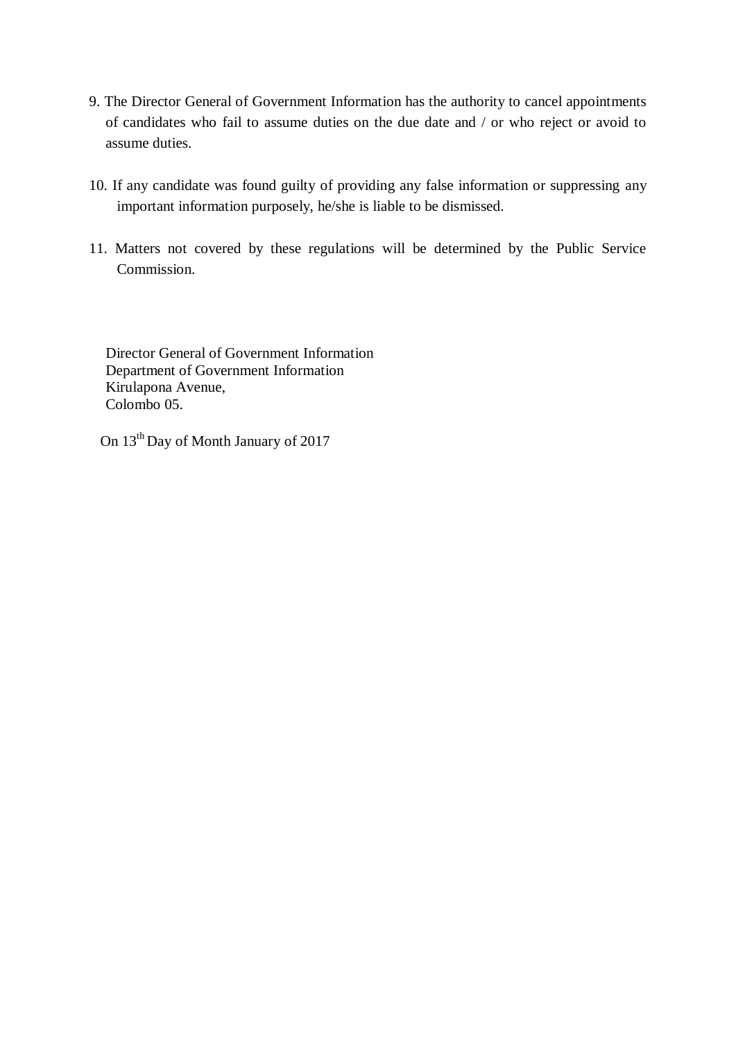9. The Director General of Government Information has the authority to cancel appointments of candidates who fail to assume duties on the due date and / or who reject or avoid to assume duties.

10. If any candidate was found guilty of providing any false information or suppressing any important information purposely, he/she is liable to be dismissed.

11. Matters not covered by these regulations will be determined by the Public Service Commission.

Director General of Government Information
Department of Government Information
Kirulapona Avenue,
Colombo 05.

On 13th Day of Month January of 2017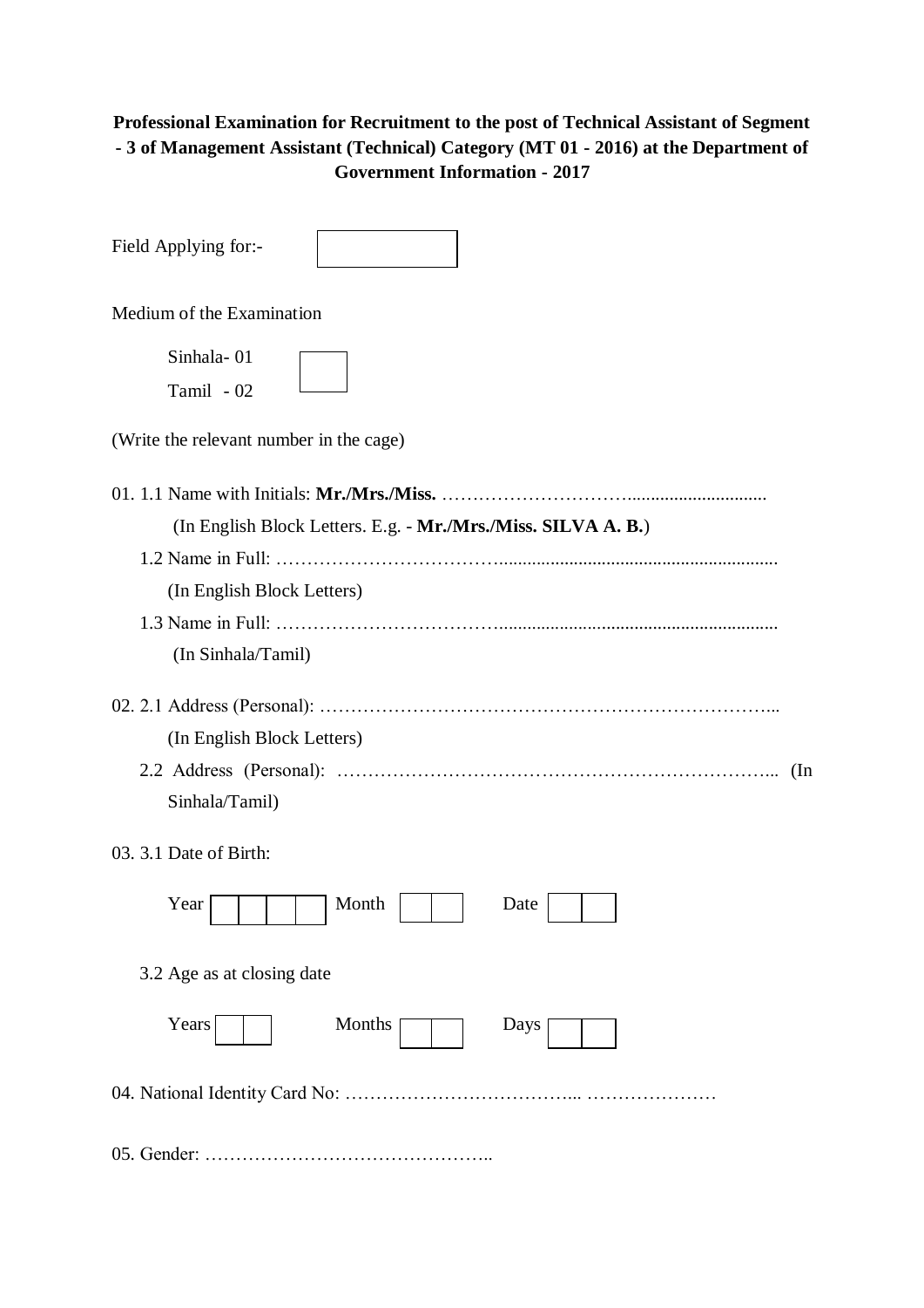**Professional Examination for Recruitment to the post of Technical Assistant of Segment - 3 of Management Assistant (Technical) Category (MT 01 - 2016) at the Department of Government Information - 2017**

Field Applying for:- [ ]

Medium of the Examination

Sinhala- 01
Tamil - 02 [ ]

(Write the relevant number in the cage)

01. 1.1 Name with Initials: **Mr./Mrs./Miss.** ……………………………............................
   (In English Block Letters. E.g. - **Mr./Mrs./Miss. SILVA A. B.**)

   1.2 Name in Full: ……………………………..........................................................
   (In English Block Letters)

   1.3 Name in Full: ……………………………..........................................................
   (In Sinhala/Tamil)

02. 2.1 Address (Personal): ………………………………………………………………...
   (In English Block Letters)

   2.2 Address (Personal): …………………………………………………………... (In Sinhala/Tamil)

03. 3.1 Date of Birth:

   Year [ | | | ] Month [ | ] Date [ | ]

   3.2 Age as at closing date

   Years [ | ] Months [ | ] Days [ | ]

04. National Identity Card No: ……………………………….. …………………

05. Gender: ………………………………………..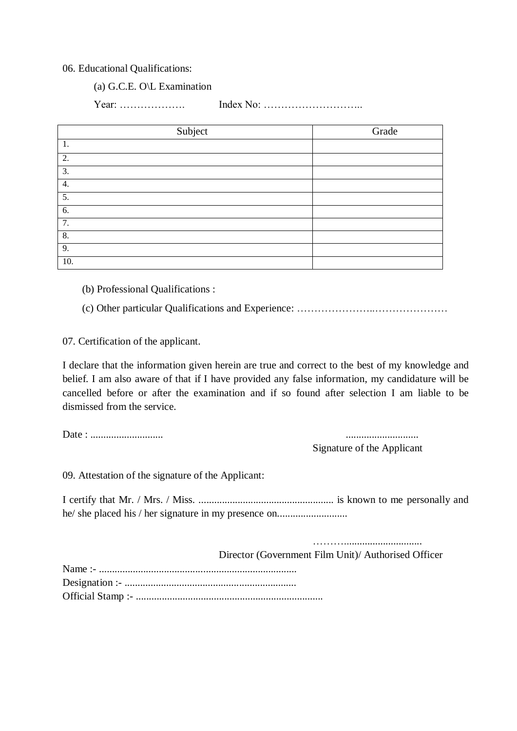06. Educational Qualifications:

(a) G.C.E. O\L Examination

Year: ………………. Index No: ………………………..

| Subject | Grade |
|---|---|
| 1. | |
| 2. | |
| 3. | |
| 4. | |
| 5. | |
| 6. | |
| 7. | |
| 8. | |
| 9. | |
| 10. | |

(b) Professional Qualifications :

(c) Other particular Qualifications and Experience: …………………..…………………

07. Certification of the applicant.

I declare that the information given herein are true and correct to the best of my knowledge and belief. I am also aware of that if I have provided any false information, my candidature will be cancelled before or after the examination and if so found after selection I am liable to be dismissed from the service.

Date : ............................

............................
Signature of the Applicant

09. Attestation of the signature of the Applicant:

I certify that Mr. / Mrs. / Miss. .................................................... is known to me personally and he/ she placed his / her signature in my presence on...........................

……….............................
Director (Government Film Unit)/ Authorised Officer

Name :- ............................................................................
Designation :- ..................................................................
Official Stamp :- ........................................................................